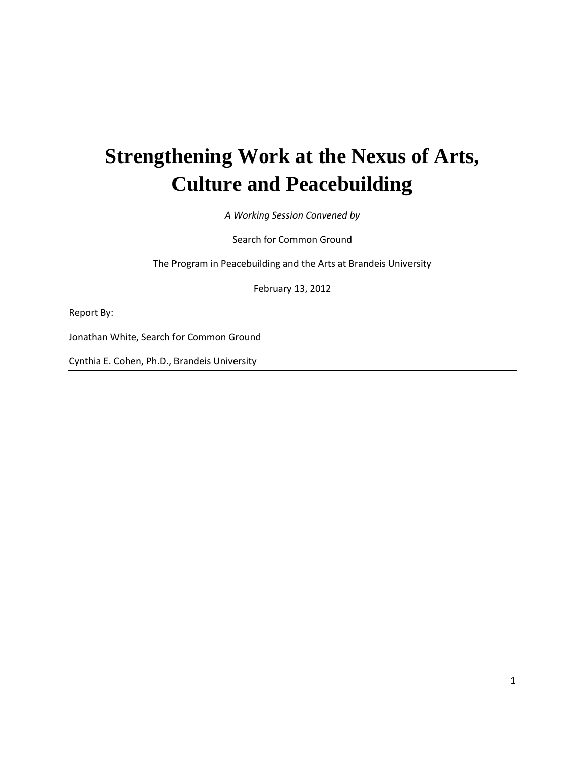# Strengthening Work at the Nexus of Arts, Culture and Peacebuilding

*A Working Session Convened by*

Search for Common Ground

The Program in Peacebuilding and the Arts at Brandeis University

February 13, 2012

Report By:

Jonathan White, Search for Common Ground

Cynthia E. Cohen, Ph.D., Brandeis University

---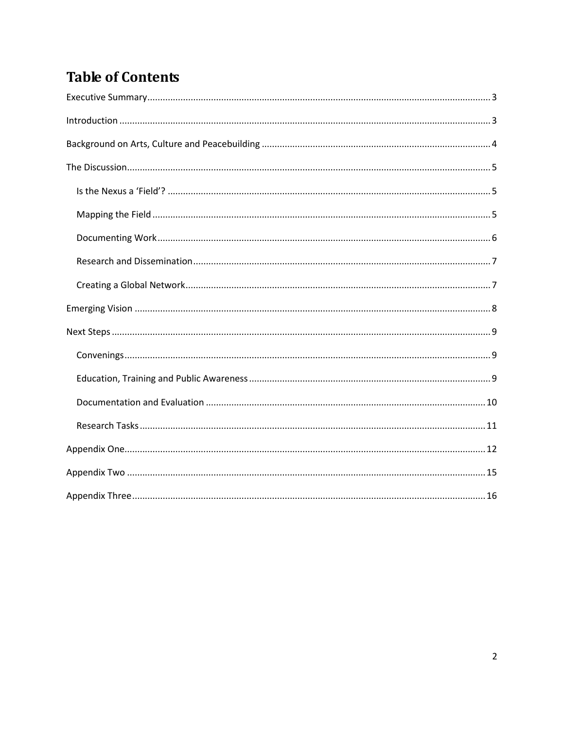# Table of Contents

Executive Summary ... 3

Introduction ... 3

Background on Arts, Culture and Peacebuilding ... 4

The Discussion ... 5

- Is the Nexus a 'Field'? ... 5
- Mapping the Field ... 5
- Documenting Work ... 6
- Research and Dissemination ... 7
- Creating a Global Network ... 7

Emerging Vision ... 8

Next Steps ... 9

- Convenings ... 9
- Education, Training and Public Awareness ... 9
- Documentation and Evaluation ... 10
- Research Tasks ... 11

Appendix One ... 12

Appendix Two ... 15

Appendix Three ... 16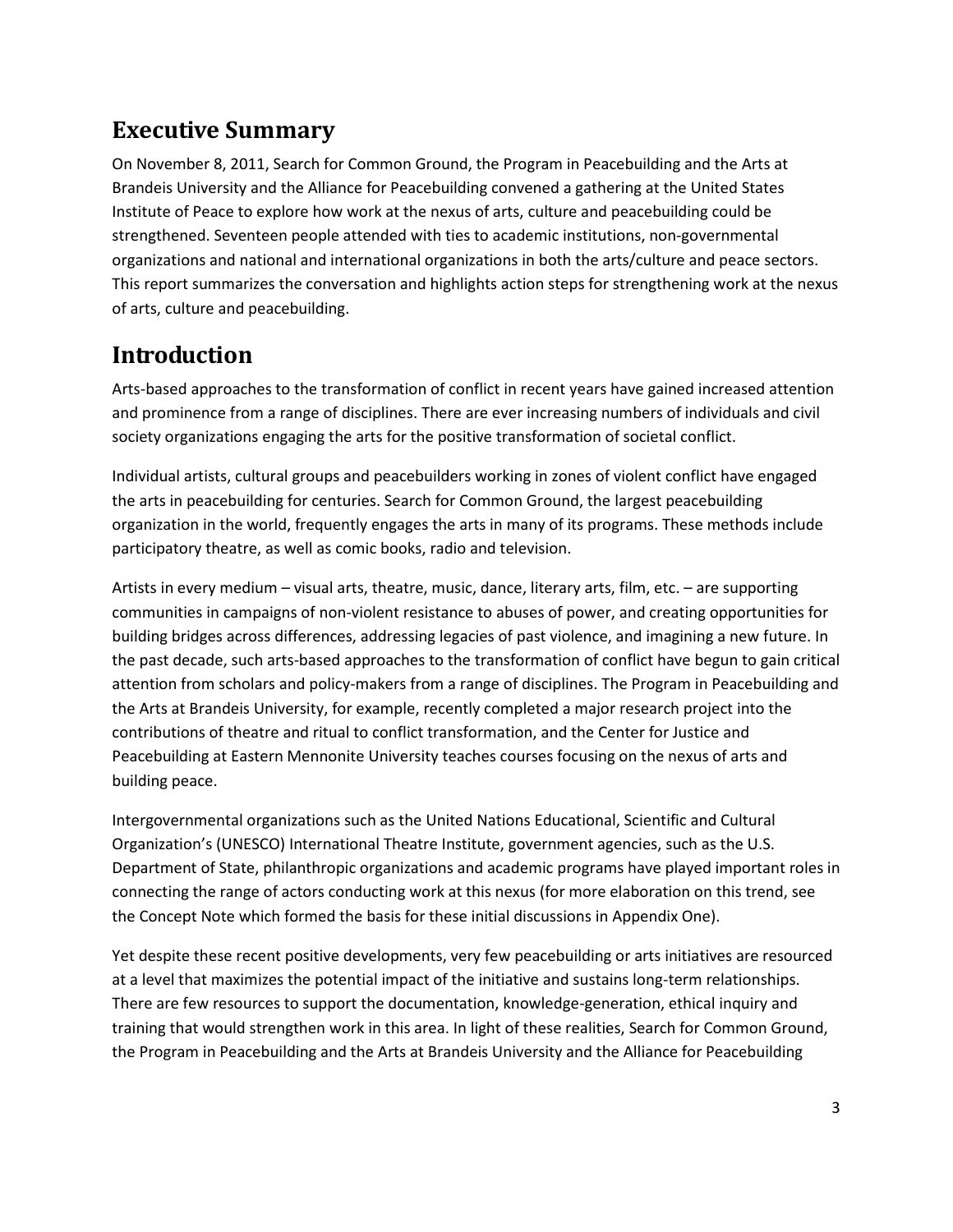## Executive Summary

On November 8, 2011, Search for Common Ground, the Program in Peacebuilding and the Arts at Brandeis University and the Alliance for Peacebuilding convened a gathering at the United States Institute of Peace to explore how work at the nexus of arts, culture and peacebuilding could be strengthened. Seventeen people attended with ties to academic institutions, non-governmental organizations and national and international organizations in both the arts/culture and peace sectors. This report summarizes the conversation and highlights action steps for strengthening work at the nexus of arts, culture and peacebuilding.

## Introduction

Arts-based approaches to the transformation of conflict in recent years have gained increased attention and prominence from a range of disciplines. There are ever increasing numbers of individuals and civil society organizations engaging the arts for the positive transformation of societal conflict.

Individual artists, cultural groups and peacebuilders working in zones of violent conflict have engaged the arts in peacebuilding for centuries. Search for Common Ground, the largest peacebuilding organization in the world, frequently engages the arts in many of its programs. These methods include participatory theatre, as well as comic books, radio and television.

Artists in every medium – visual arts, theatre, music, dance, literary arts, film, etc. – are supporting communities in campaigns of non-violent resistance to abuses of power, and creating opportunities for building bridges across differences, addressing legacies of past violence, and imagining a new future. In the past decade, such arts-based approaches to the transformation of conflict have begun to gain critical attention from scholars and policy-makers from a range of disciplines. The Program in Peacebuilding and the Arts at Brandeis University, for example, recently completed a major research project into the contributions of theatre and ritual to conflict transformation, and the Center for Justice and Peacebuilding at Eastern Mennonite University teaches courses focusing on the nexus of arts and building peace.

Intergovernmental organizations such as the United Nations Educational, Scientific and Cultural Organization's (UNESCO) International Theatre Institute, government agencies, such as the U.S. Department of State, philanthropic organizations and academic programs have played important roles in connecting the range of actors conducting work at this nexus (for more elaboration on this trend, see the Concept Note which formed the basis for these initial discussions in Appendix One).

Yet despite these recent positive developments, very few peacebuilding or arts initiatives are resourced at a level that maximizes the potential impact of the initiative and sustains long-term relationships. There are few resources to support the documentation, knowledge-generation, ethical inquiry and training that would strengthen work in this area. In light of these realities, Search for Common Ground, the Program in Peacebuilding and the Arts at Brandeis University and the Alliance for Peacebuilding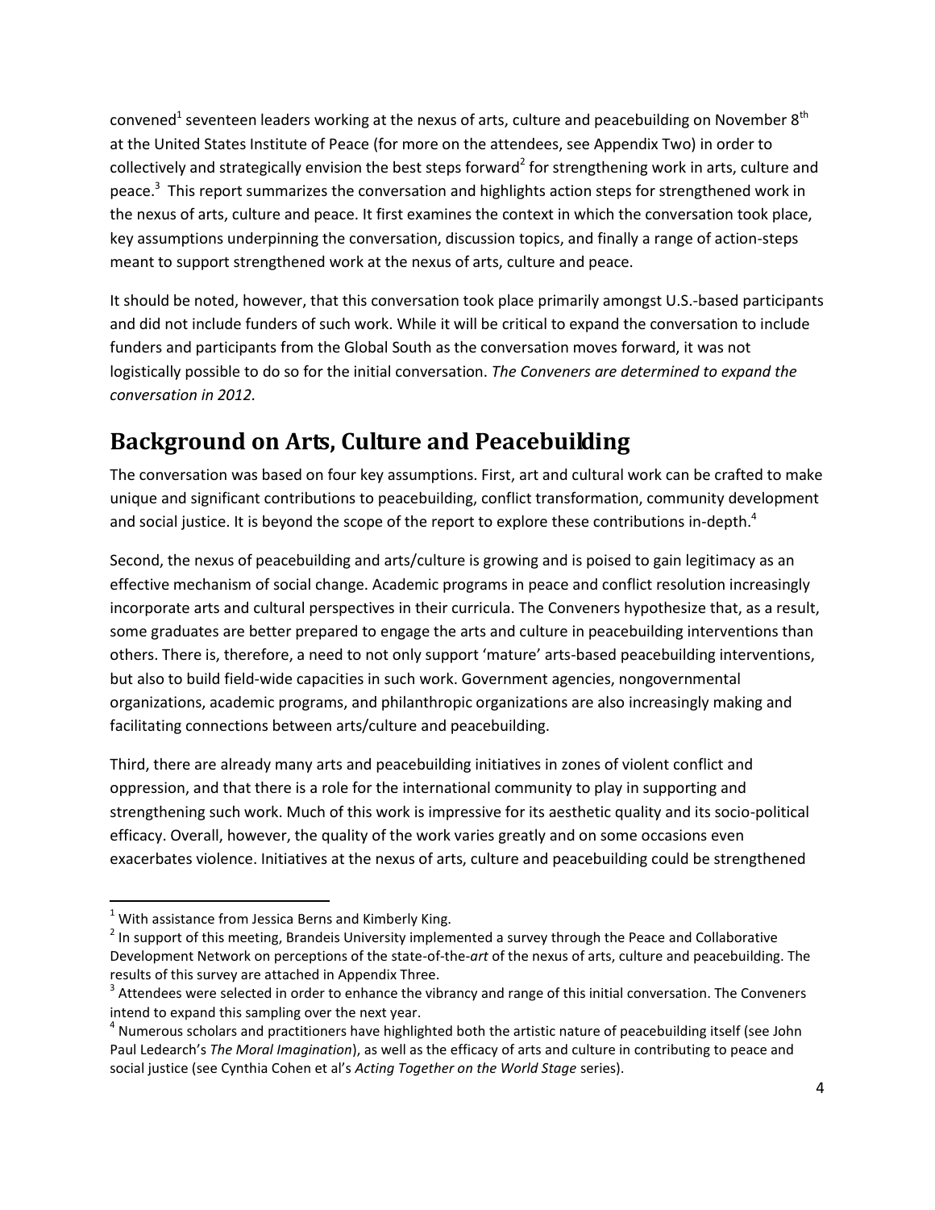convened[1] seventeen leaders working at the nexus of arts, culture and peacebuilding on November 8th at the United States Institute of Peace (for more on the attendees, see Appendix Two) in order to collectively and strategically envision the best steps forward[2] for strengthening work in arts, culture and peace.[3] This report summarizes the conversation and highlights action steps for strengthened work in the nexus of arts, culture and peace. It first examines the context in which the conversation took place, key assumptions underpinning the conversation, discussion topics, and finally a range of action-steps meant to support strengthened work at the nexus of arts, culture and peace.

It should be noted, however, that this conversation took place primarily amongst U.S.-based participants and did not include funders of such work. While it will be critical to expand the conversation to include funders and participants from the Global South as the conversation moves forward, it was not logistically possible to do so for the initial conversation. *The Conveners are determined to expand the conversation in 2012.*

## Background on Arts, Culture and Peacebuilding

The conversation was based on four key assumptions. First, art and cultural work can be crafted to make unique and significant contributions to peacebuilding, conflict transformation, community development and social justice. It is beyond the scope of the report to explore these contributions in-depth.[4]

Second, the nexus of peacebuilding and arts/culture is growing and is poised to gain legitimacy as an effective mechanism of social change. Academic programs in peace and conflict resolution increasingly incorporate arts and cultural perspectives in their curricula. The Conveners hypothesize that, as a result, some graduates are better prepared to engage the arts and culture in peacebuilding interventions than others. There is, therefore, a need to not only support 'mature' arts-based peacebuilding interventions, but also to build field-wide capacities in such work. Government agencies, nongovernmental organizations, academic programs, and philanthropic organizations are also increasingly making and facilitating connections between arts/culture and peacebuilding.

Third, there are already many arts and peacebuilding initiatives in zones of violent conflict and oppression, and that there is a role for the international community to play in supporting and strengthening such work. Much of this work is impressive for its aesthetic quality and its socio-political efficacy. Overall, however, the quality of the work varies greatly and on some occasions even exacerbates violence. Initiatives at the nexus of arts, culture and peacebuilding could be strengthened

---

[1] With assistance from Jessica Berns and Kimberly King.

[2] In support of this meeting, Brandeis University implemented a survey through the Peace and Collaborative Development Network on perceptions of the state-of-the-*art* of the nexus of arts, culture and peacebuilding. The results of this survey are attached in Appendix Three.

[3] Attendees were selected in order to enhance the vibrancy and range of this initial conversation. The Conveners intend to expand this sampling over the next year.

[4] Numerous scholars and practitioners have highlighted both the artistic nature of peacebuilding itself (see John Paul Ledearch's *The Moral Imagination*), as well as the efficacy of arts and culture in contributing to peace and social justice (see Cynthia Cohen et al's *Acting Together on the World Stage* series).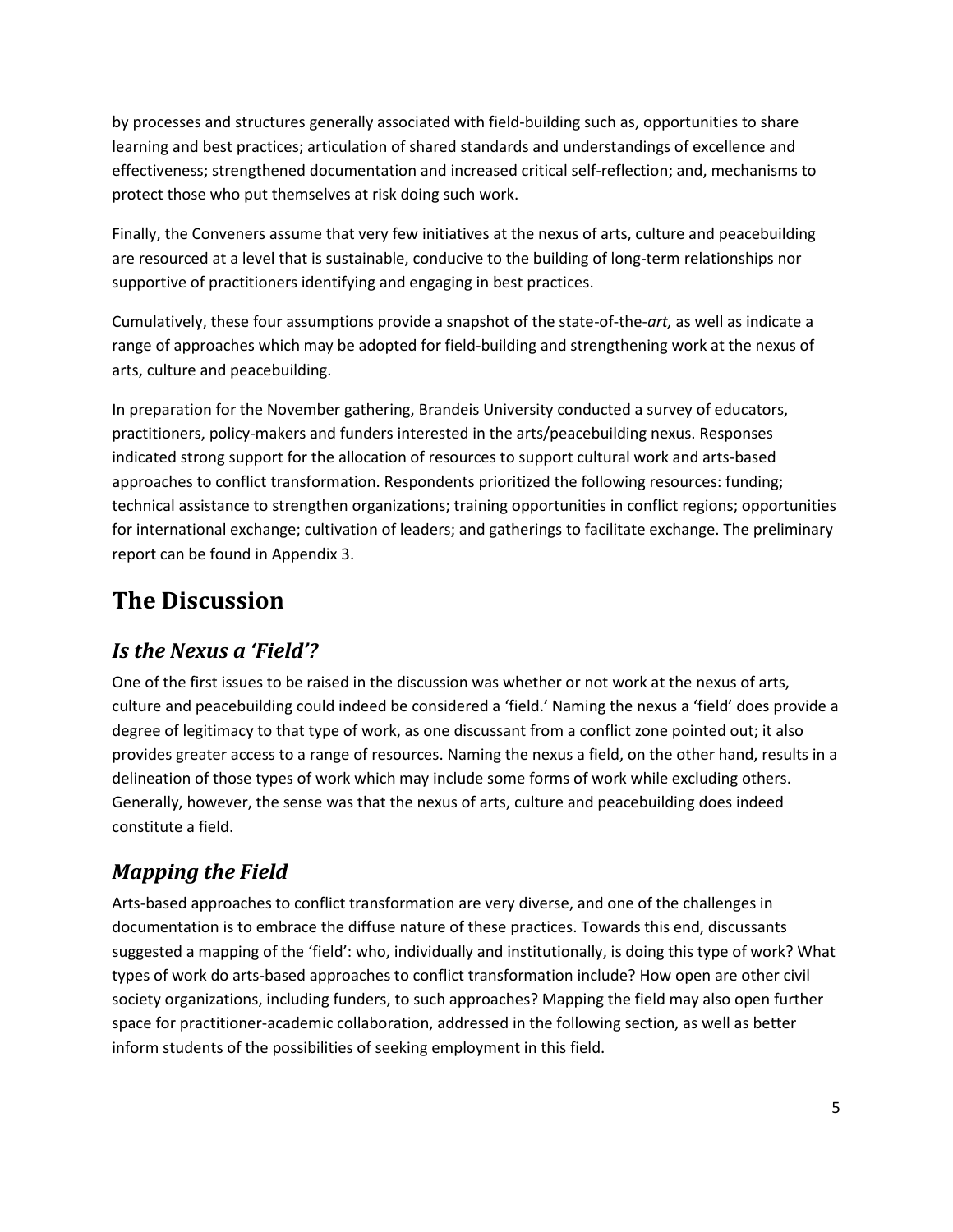by processes and structures generally associated with field-building such as, opportunities to share learning and best practices; articulation of shared standards and understandings of excellence and effectiveness; strengthened documentation and increased critical self-reflection; and, mechanisms to protect those who put themselves at risk doing such work.

Finally, the Conveners assume that very few initiatives at the nexus of arts, culture and peacebuilding are resourced at a level that is sustainable, conducive to the building of long-term relationships nor supportive of practitioners identifying and engaging in best practices.

Cumulatively, these four assumptions provide a snapshot of the state-of-the-*art,* as well as indicate a range of approaches which may be adopted for field-building and strengthening work at the nexus of arts, culture and peacebuilding.

In preparation for the November gathering, Brandeis University conducted a survey of educators, practitioners, policy-makers and funders interested in the arts/peacebuilding nexus. Responses indicated strong support for the allocation of resources to support cultural work and arts-based approaches to conflict transformation. Respondents prioritized the following resources: funding; technical assistance to strengthen organizations; training opportunities in conflict regions; opportunities for international exchange; cultivation of leaders; and gatherings to facilitate exchange. The preliminary report can be found in Appendix 3.

# The Discussion

## *Is the Nexus a 'Field'?*

One of the first issues to be raised in the discussion was whether or not work at the nexus of arts, culture and peacebuilding could indeed be considered a 'field.' Naming the nexus a 'field' does provide a degree of legitimacy to that type of work, as one discussant from a conflict zone pointed out; it also provides greater access to a range of resources. Naming the nexus a field, on the other hand, results in a delineation of those types of work which may include some forms of work while excluding others. Generally, however, the sense was that the nexus of arts, culture and peacebuilding does indeed constitute a field.

## *Mapping the Field*

Arts-based approaches to conflict transformation are very diverse, and one of the challenges in documentation is to embrace the diffuse nature of these practices. Towards this end, discussants suggested a mapping of the 'field': who, individually and institutionally, is doing this type of work? What types of work do arts-based approaches to conflict transformation include? How open are other civil society organizations, including funders, to such approaches? Mapping the field may also open further space for practitioner-academic collaboration, addressed in the following section, as well as better inform students of the possibilities of seeking employment in this field.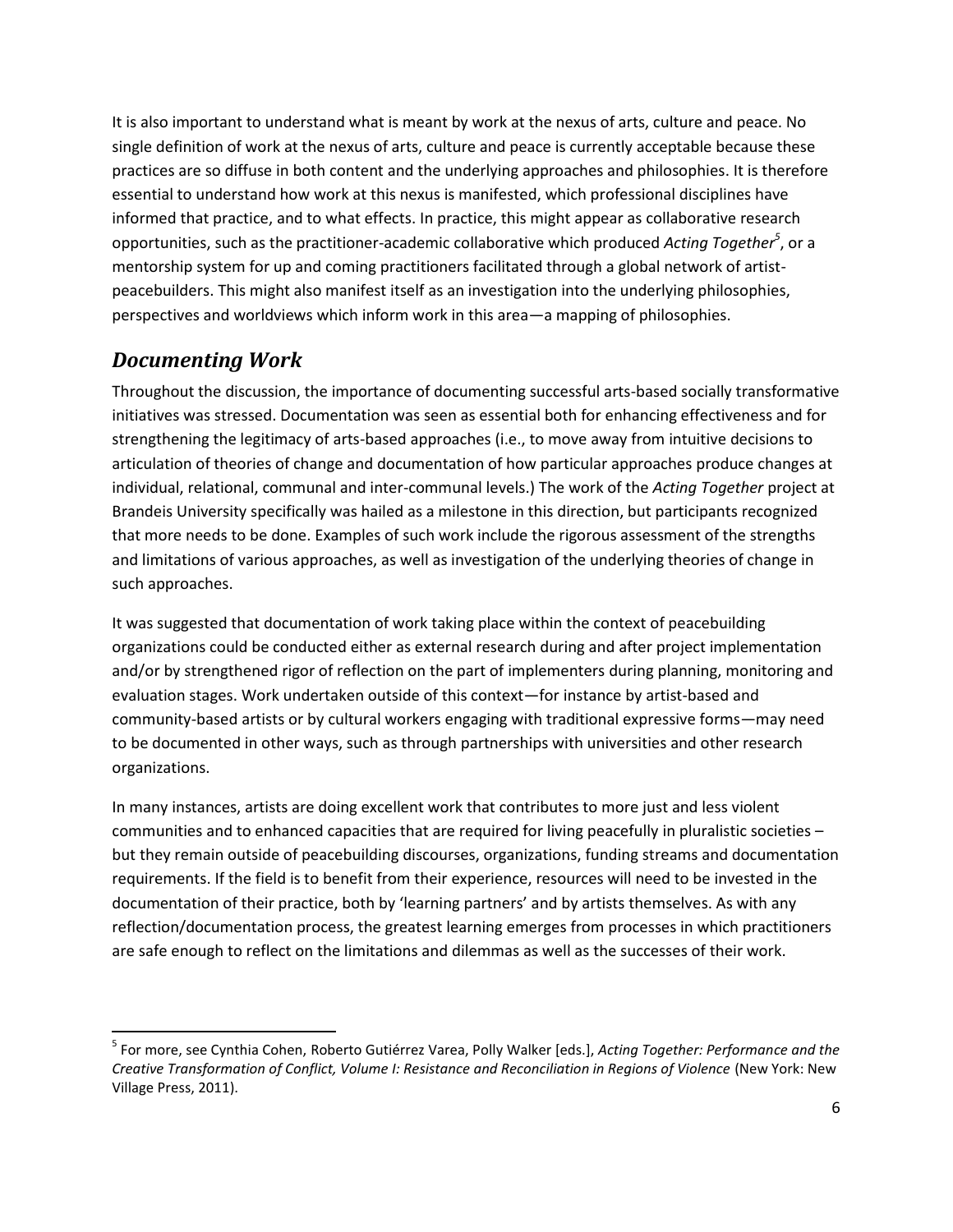It is also important to understand what is meant by work at the nexus of arts, culture and peace. No single definition of work at the nexus of arts, culture and peace is currently acceptable because these practices are so diffuse in both content and the underlying approaches and philosophies. It is therefore essential to understand how work at this nexus is manifested, which professional disciplines have informed that practice, and to what effects. In practice, this might appear as collaborative research opportunities, such as the practitioner-academic collaborative which produced *Acting Together*[5], or a mentorship system for up and coming practitioners facilitated through a global network of artist-peacebuilders. This might also manifest itself as an investigation into the underlying philosophies, perspectives and worldviews which inform work in this area—a mapping of philosophies.

## *Documenting Work*

Throughout the discussion, the importance of documenting successful arts-based socially transformative initiatives was stressed. Documentation was seen as essential both for enhancing effectiveness and for strengthening the legitimacy of arts-based approaches (i.e., to move away from intuitive decisions to articulation of theories of change and documentation of how particular approaches produce changes at individual, relational, communal and inter-communal levels.) The work of the *Acting Together* project at Brandeis University specifically was hailed as a milestone in this direction, but participants recognized that more needs to be done. Examples of such work include the rigorous assessment of the strengths and limitations of various approaches, as well as investigation of the underlying theories of change in such approaches.

It was suggested that documentation of work taking place within the context of peacebuilding organizations could be conducted either as external research during and after project implementation and/or by strengthened rigor of reflection on the part of implementers during planning, monitoring and evaluation stages. Work undertaken outside of this context—for instance by artist-based and community-based artists or by cultural workers engaging with traditional expressive forms—may need to be documented in other ways, such as through partnerships with universities and other research organizations.

In many instances, artists are doing excellent work that contributes to more just and less violent communities and to enhanced capacities that are required for living peacefully in pluralistic societies – but they remain outside of peacebuilding discourses, organizations, funding streams and documentation requirements. If the field is to benefit from their experience, resources will need to be invested in the documentation of their practice, both by 'learning partners' and by artists themselves. As with any reflection/documentation process, the greatest learning emerges from processes in which practitioners are safe enough to reflect on the limitations and dilemmas as well as the successes of their work.

---

[5] For more, see Cynthia Cohen, Roberto Gutiérrez Varea, Polly Walker [eds.], *Acting Together: Performance and the Creative Transformation of Conflict, Volume I: Resistance and Reconciliation in Regions of Violence* (New York: New Village Press, 2011).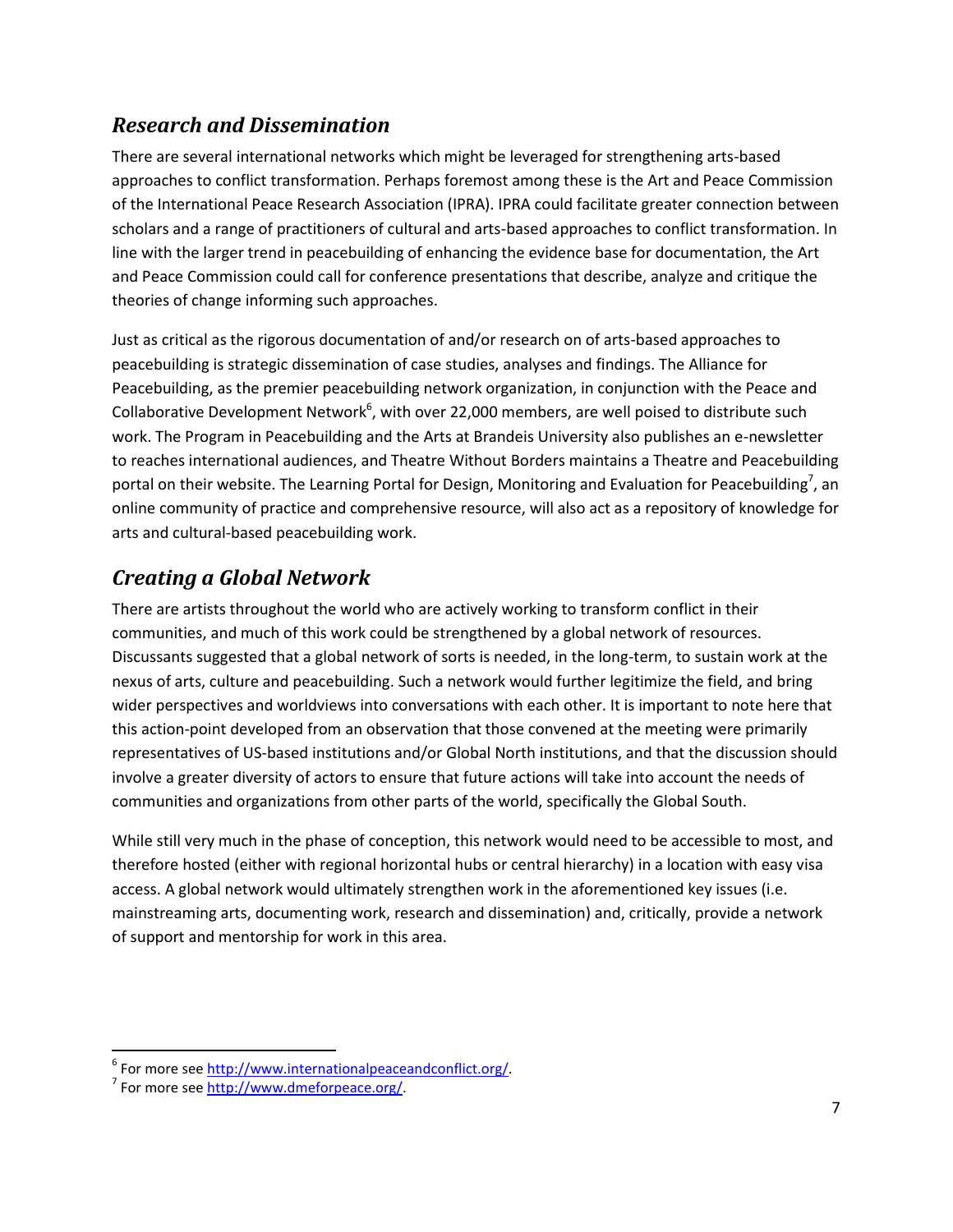## *Research and Dissemination*

There are several international networks which might be leveraged for strengthening arts-based approaches to conflict transformation. Perhaps foremost among these is the Art and Peace Commission of the International Peace Research Association (IPRA). IPRA could facilitate greater connection between scholars and a range of practitioners of cultural and arts-based approaches to conflict transformation. In line with the larger trend in peacebuilding of enhancing the evidence base for documentation, the Art and Peace Commission could call for conference presentations that describe, analyze and critique the theories of change informing such approaches.

Just as critical as the rigorous documentation of and/or research on of arts-based approaches to peacebuilding is strategic dissemination of case studies, analyses and findings. The Alliance for Peacebuilding, as the premier peacebuilding network organization, in conjunction with the Peace and Collaborative Development Network[6], with over 22,000 members, are well poised to distribute such work. The Program in Peacebuilding and the Arts at Brandeis University also publishes an e-newsletter to reaches international audiences, and Theatre Without Borders maintains a Theatre and Peacebuilding portal on their website. The Learning Portal for Design, Monitoring and Evaluation for Peacebuilding[7], an online community of practice and comprehensive resource, will also act as a repository of knowledge for arts and cultural-based peacebuilding work.

## *Creating a Global Network*

There are artists throughout the world who are actively working to transform conflict in their communities, and much of this work could be strengthened by a global network of resources. Discussants suggested that a global network of sorts is needed, in the long-term, to sustain work at the nexus of arts, culture and peacebuilding. Such a network would further legitimize the field, and bring wider perspectives and worldviews into conversations with each other. It is important to note here that this action-point developed from an observation that those convened at the meeting were primarily representatives of US-based institutions and/or Global North institutions, and that the discussion should involve a greater diversity of actors to ensure that future actions will take into account the needs of communities and organizations from other parts of the world, specifically the Global South.

While still very much in the phase of conception, this network would need to be accessible to most, and therefore hosted (either with regional horizontal hubs or central hierarchy) in a location with easy visa access. A global network would ultimately strengthen work in the aforementioned key issues (i.e. mainstreaming arts, documenting work, research and dissemination) and, critically, provide a network of support and mentorship for work in this area.

---

[6] For more see http://www.internationalpeaceandconflict.org/.

[7] For more see http://www.dmeforpeace.org/.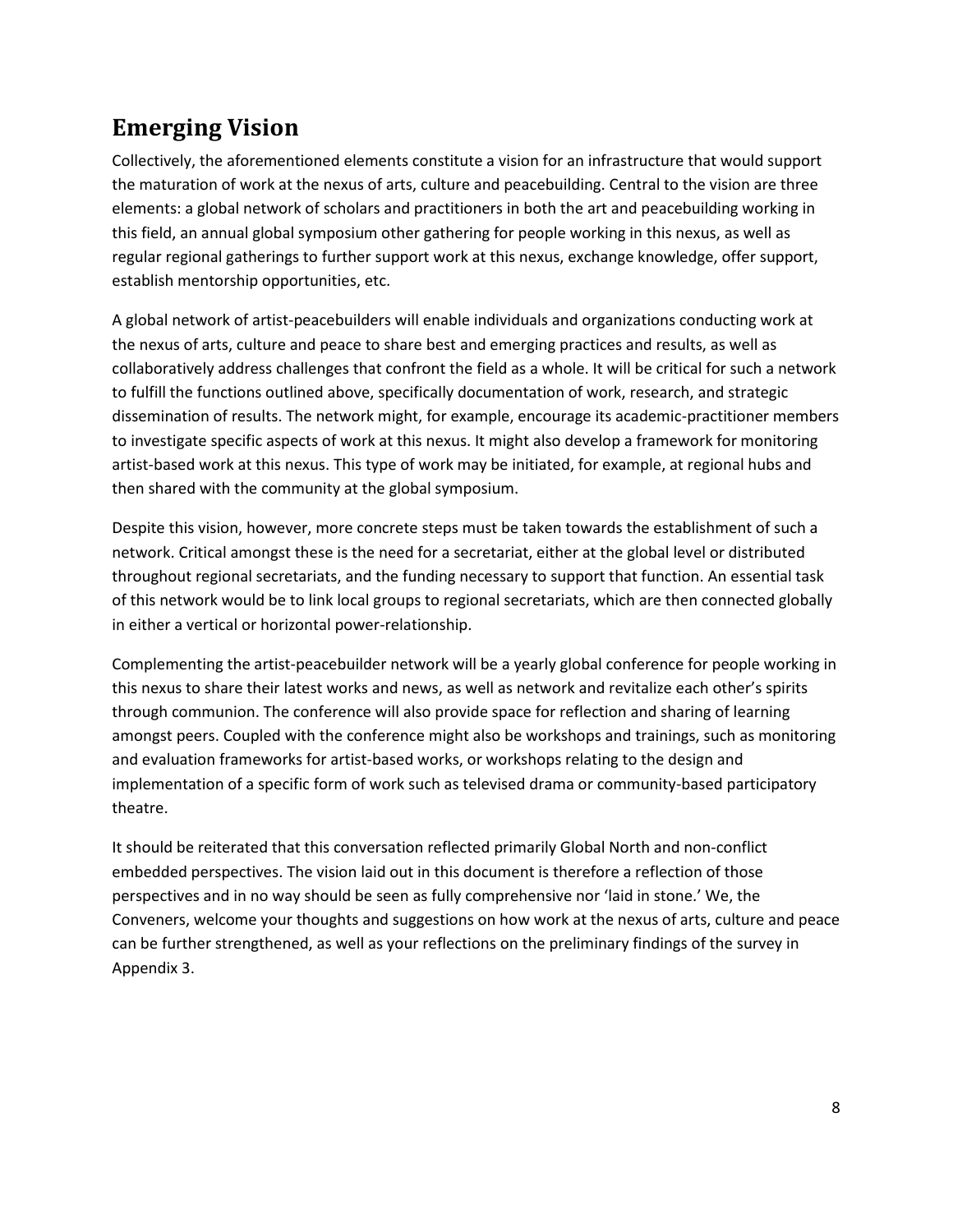## Emerging Vision

Collectively, the aforementioned elements constitute a vision for an infrastructure that would support the maturation of work at the nexus of arts, culture and peacebuilding. Central to the vision are three elements: a global network of scholars and practitioners in both the art and peacebuilding working in this field, an annual global symposium other gathering for people working in this nexus, as well as regular regional gatherings to further support work at this nexus, exchange knowledge, offer support, establish mentorship opportunities, etc.

A global network of artist-peacebuilders will enable individuals and organizations conducting work at the nexus of arts, culture and peace to share best and emerging practices and results, as well as collaboratively address challenges that confront the field as a whole. It will be critical for such a network to fulfill the functions outlined above, specifically documentation of work, research, and strategic dissemination of results. The network might, for example, encourage its academic-practitioner members to investigate specific aspects of work at this nexus. It might also develop a framework for monitoring artist-based work at this nexus. This type of work may be initiated, for example, at regional hubs and then shared with the community at the global symposium.

Despite this vision, however, more concrete steps must be taken towards the establishment of such a network. Critical amongst these is the need for a secretariat, either at the global level or distributed throughout regional secretariats, and the funding necessary to support that function. An essential task of this network would be to link local groups to regional secretariats, which are then connected globally in either a vertical or horizontal power-relationship.

Complementing the artist-peacebuilder network will be a yearly global conference for people working in this nexus to share their latest works and news, as well as network and revitalize each other's spirits through communion. The conference will also provide space for reflection and sharing of learning amongst peers. Coupled with the conference might also be workshops and trainings, such as monitoring and evaluation frameworks for artist-based works, or workshops relating to the design and implementation of a specific form of work such as televised drama or community-based participatory theatre.

It should be reiterated that this conversation reflected primarily Global North and non-conflict embedded perspectives. The vision laid out in this document is therefore a reflection of those perspectives and in no way should be seen as fully comprehensive nor 'laid in stone.' We, the Conveners, welcome your thoughts and suggestions on how work at the nexus of arts, culture and peace can be further strengthened, as well as your reflections on the preliminary findings of the survey in Appendix 3.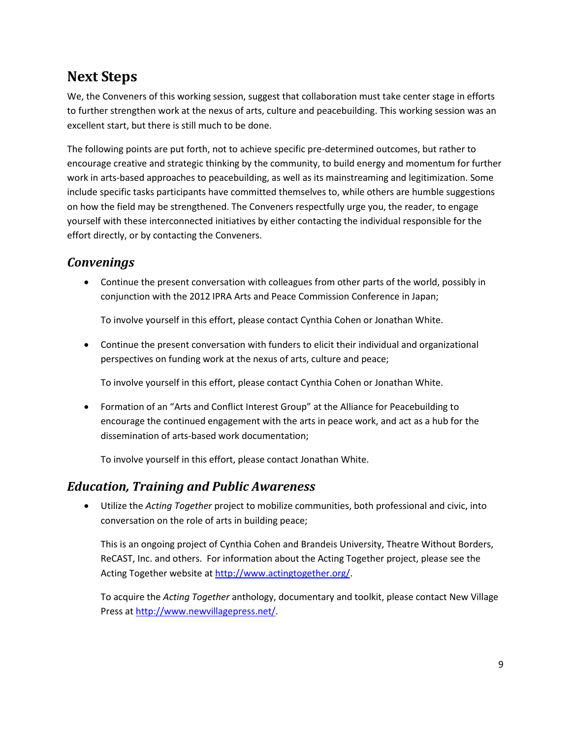# Next Steps

We, the Conveners of this working session, suggest that collaboration must take center stage in efforts to further strengthen work at the nexus of arts, culture and peacebuilding. This working session was an excellent start, but there is still much to be done.

The following points are put forth, not to achieve specific pre-determined outcomes, but rather to encourage creative and strategic thinking by the community, to build energy and momentum for further work in arts-based approaches to peacebuilding, as well as its mainstreaming and legitimization. Some include specific tasks participants have committed themselves to, while others are humble suggestions on how the field may be strengthened. The Conveners respectfully urge you, the reader, to engage yourself with these interconnected initiatives by either contacting the individual responsible for the effort directly, or by contacting the Conveners.

## *Convenings*

- Continue the present conversation with colleagues from other parts of the world, possibly in conjunction with the 2012 IPRA Arts and Peace Commission Conference in Japan;

  To involve yourself in this effort, please contact Cynthia Cohen or Jonathan White.

- Continue the present conversation with funders to elicit their individual and organizational perspectives on funding work at the nexus of arts, culture and peace;

  To involve yourself in this effort, please contact Cynthia Cohen or Jonathan White.

- Formation of an “Arts and Conflict Interest Group” at the Alliance for Peacebuilding to encourage the continued engagement with the arts in peace work, and act as a hub for the dissemination of arts-based work documentation;

  To involve yourself in this effort, please contact Jonathan White.

## *Education, Training and Public Awareness*

- Utilize the *Acting Together* project to mobilize communities, both professional and civic, into conversation on the role of arts in building peace;

  This is an ongoing project of Cynthia Cohen and Brandeis University, Theatre Without Borders, ReCAST, Inc. and others. For information about the Acting Together project, please see the Acting Together website at http://www.actingtogether.org/.

  To acquire the *Acting Together* anthology, documentary and toolkit, please contact New Village Press at http://www.newvillagepress.net/.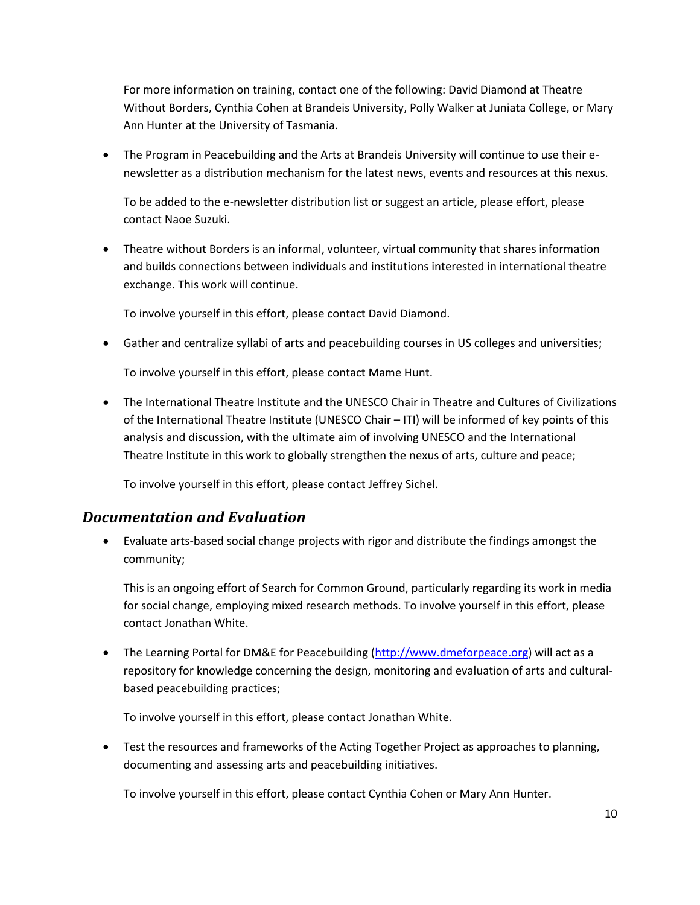For more information on training, contact one of the following: David Diamond at Theatre Without Borders, Cynthia Cohen at Brandeis University, Polly Walker at Juniata College, or Mary Ann Hunter at the University of Tasmania.

- The Program in Peacebuilding and the Arts at Brandeis University will continue to use their e-newsletter as a distribution mechanism for the latest news, events and resources at this nexus.

  To be added to the e-newsletter distribution list or suggest an article, please effort, please contact Naoe Suzuki.

- Theatre without Borders is an informal, volunteer, virtual community that shares information and builds connections between individuals and institutions interested in international theatre exchange. This work will continue.

  To involve yourself in this effort, please contact David Diamond.

- Gather and centralize syllabi of arts and peacebuilding courses in US colleges and universities;

  To involve yourself in this effort, please contact Mame Hunt.

- The International Theatre Institute and the UNESCO Chair in Theatre and Cultures of Civilizations of the International Theatre Institute (UNESCO Chair – ITI) will be informed of key points of this analysis and discussion, with the ultimate aim of involving UNESCO and the International Theatre Institute in this work to globally strengthen the nexus of arts, culture and peace;

  To involve yourself in this effort, please contact Jeffrey Sichel.

## *Documentation and Evaluation*

- Evaluate arts-based social change projects with rigor and distribute the findings amongst the community;

  This is an ongoing effort of Search for Common Ground, particularly regarding its work in media for social change, employing mixed research methods. To involve yourself in this effort, please contact Jonathan White.

- The Learning Portal for DM&E for Peacebuilding (http://www.dmeforpeace.org) will act as a repository for knowledge concerning the design, monitoring and evaluation of arts and cultural-based peacebuilding practices;

  To involve yourself in this effort, please contact Jonathan White.

- Test the resources and frameworks of the Acting Together Project as approaches to planning, documenting and assessing arts and peacebuilding initiatives.

  To involve yourself in this effort, please contact Cynthia Cohen or Mary Ann Hunter.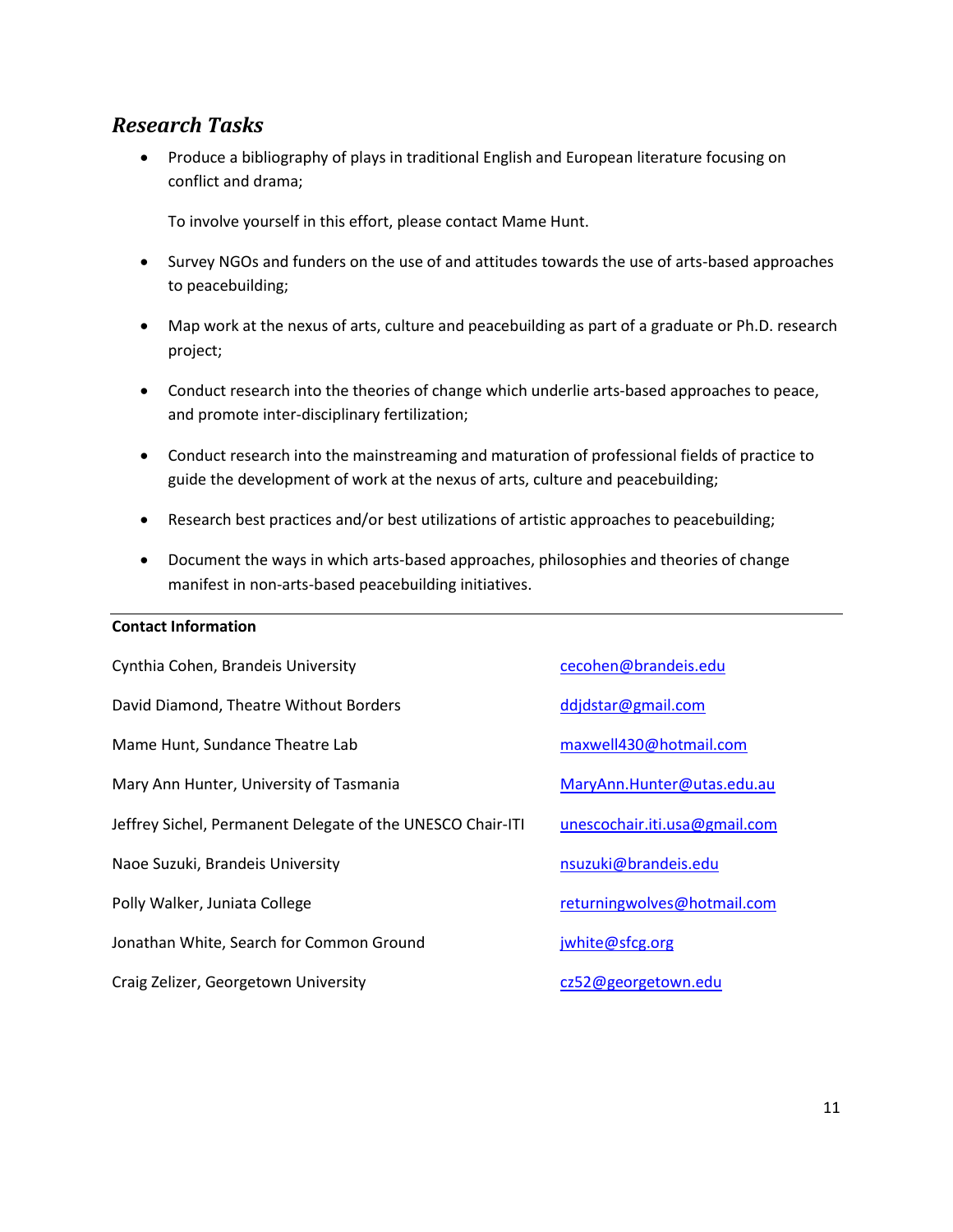## *Research Tasks*

- Produce a bibliography of plays in traditional English and European literature focusing on conflict and drama;

  To involve yourself in this effort, please contact Mame Hunt.

- Survey NGOs and funders on the use of and attitudes towards the use of arts-based approaches to peacebuilding;

- Map work at the nexus of arts, culture and peacebuilding as part of a graduate or Ph.D. research project;

- Conduct research into the theories of change which underlie arts-based approaches to peace, and promote inter-disciplinary fertilization;

- Conduct research into the mainstreaming and maturation of professional fields of practice to guide the development of work at the nexus of arts, culture and peacebuilding;

- Research best practices and/or best utilizations of artistic approaches to peacebuilding;

- Document the ways in which arts-based approaches, philosophies and theories of change manifest in non-arts-based peacebuilding initiatives.

---

**Contact Information**

| | |
|---|---|
| Cynthia Cohen, Brandeis University | cecohen@brandeis.edu |
| David Diamond, Theatre Without Borders | ddjdstar@gmail.com |
| Mame Hunt, Sundance Theatre Lab | maxwell430@hotmail.com |
| Mary Ann Hunter, University of Tasmania | MaryAnn.Hunter@utas.edu.au |
| Jeffrey Sichel, Permanent Delegate of the UNESCO Chair-ITI | unescochair.iti.usa@gmail.com |
| Naoe Suzuki, Brandeis University | nsuzuki@brandeis.edu |
| Polly Walker, Juniata College | returningwolves@hotmail.com |
| Jonathan White, Search for Common Ground | jwhite@sfcg.org |
| Craig Zelizer, Georgetown University | cz52@georgetown.edu |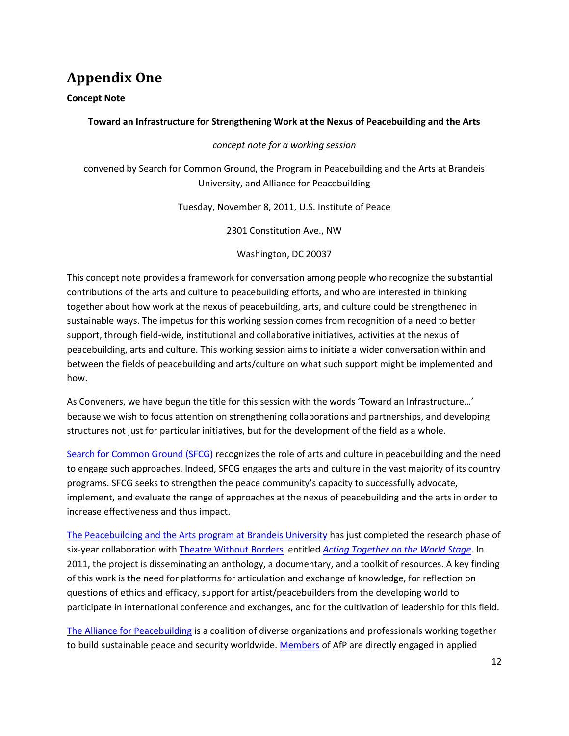# Appendix One

**Concept Note**

**Toward an Infrastructure for Strengthening Work at the Nexus of Peacebuilding and the Arts**

*concept note for a working session*

convened by Search for Common Ground, the Program in Peacebuilding and the Arts at Brandeis University, and Alliance for Peacebuilding

Tuesday, November 8, 2011, U.S. Institute of Peace

2301 Constitution Ave., NW

Washington, DC 20037

This concept note provides a framework for conversation among people who recognize the substantial contributions of the arts and culture to peacebuilding efforts, and who are interested in thinking together about how work at the nexus of peacebuilding, arts, and culture could be strengthened in sustainable ways. The impetus for this working session comes from recognition of a need to better support, through field-wide, institutional and collaborative initiatives, activities at the nexus of peacebuilding, arts and culture. This working session aims to initiate a wider conversation within and between the fields of peacebuilding and arts/culture on what such support might be implemented and how.

As Conveners, we have begun the title for this session with the words 'Toward an Infrastructure…' because we wish to focus attention on strengthening collaborations and partnerships, and developing structures not just for particular initiatives, but for the development of the field as a whole.

Search for Common Ground (SFCG) recognizes the role of arts and culture in peacebuilding and the need to engage such approaches. Indeed, SFCG engages the arts and culture in the vast majority of its country programs. SFCG seeks to strengthen the peace community's capacity to successfully advocate, implement, and evaluate the range of approaches at the nexus of peacebuilding and the arts in order to increase effectiveness and thus impact.

The Peacebuilding and the Arts program at Brandeis University has just completed the research phase of six-year collaboration with Theatre Without Borders entitled *Acting Together on the World Stage*. In 2011, the project is disseminating an anthology, a documentary, and a toolkit of resources. A key finding of this work is the need for platforms for articulation and exchange of knowledge, for reflection on questions of ethics and efficacy, support for artist/peacebuilders from the developing world to participate in international conference and exchanges, and for the cultivation of leadership for this field.

The Alliance for Peacebuilding is a coalition of diverse organizations and professionals working together to build sustainable peace and security worldwide. Members of AfP are directly engaged in applied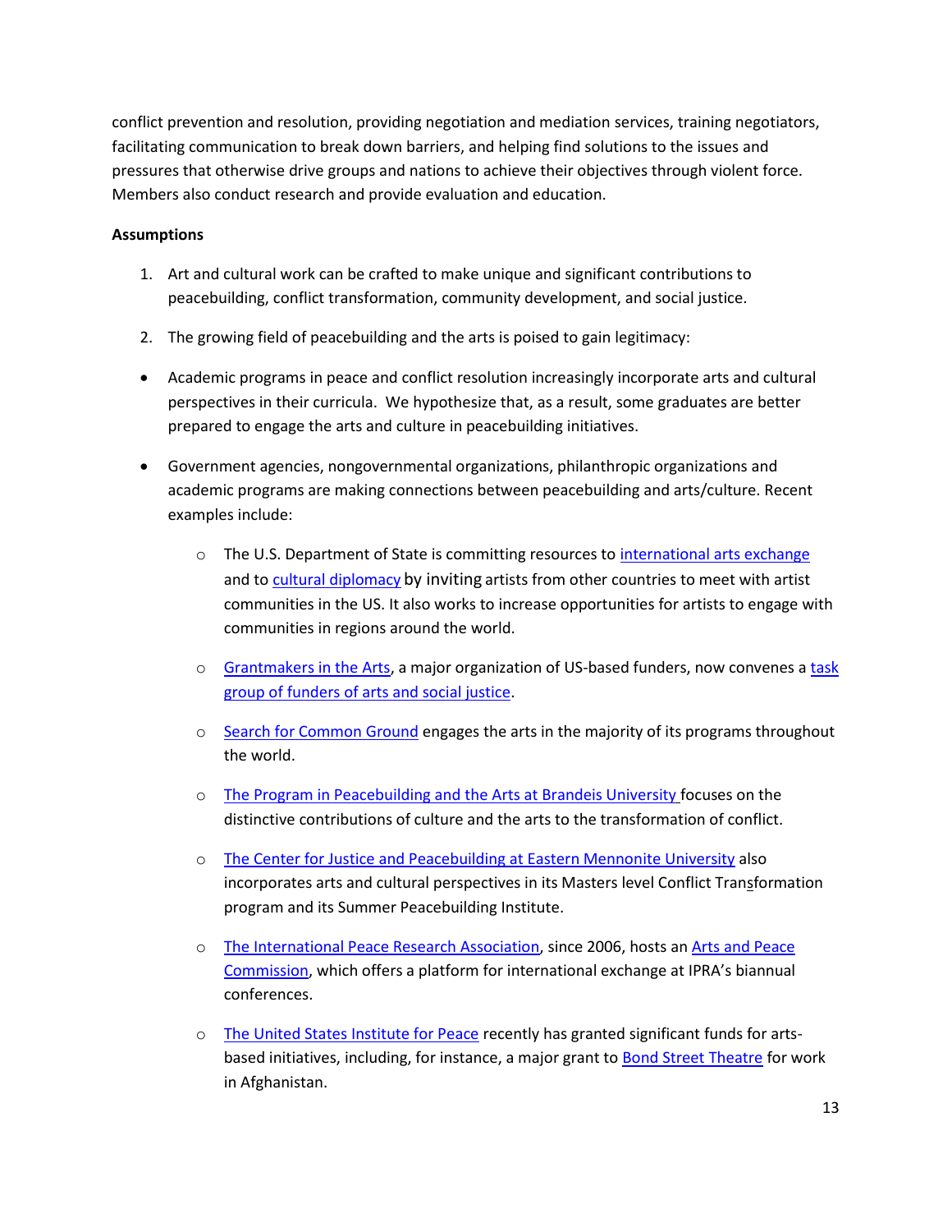conflict prevention and resolution, providing negotiation and mediation services, training negotiators, facilitating communication to break down barriers, and helping find solutions to the issues and pressures that otherwise drive groups and nations to achieve their objectives through violent force. Members also conduct research and provide evaluation and education.

**Assumptions**

1. Art and cultural work can be crafted to make unique and significant contributions to peacebuilding, conflict transformation, community development, and social justice.

2. The growing field of peacebuilding and the arts is poised to gain legitimacy:

- Academic programs in peace and conflict resolution increasingly incorporate arts and cultural perspectives in their curricula. We hypothesize that, as a result, some graduates are better prepared to engage the arts and culture in peacebuilding initiatives.

- Government agencies, nongovernmental organizations, philanthropic organizations and academic programs are making connections between peacebuilding and arts/culture. Recent examples include:

  - The U.S. Department of State is committing resources to international arts exchange and to cultural diplomacy by inviting artists from other countries to meet with artist communities in the US. It also works to increase opportunities for artists to engage with communities in regions around the world.

  - Grantmakers in the Arts, a major organization of US-based funders, now convenes a task group of funders of arts and social justice.

  - Search for Common Ground engages the arts in the majority of its programs throughout the world.

  - The Program in Peacebuilding and the Arts at Brandeis University focuses on the distinctive contributions of culture and the arts to the transformation of conflict.

  - The Center for Justice and Peacebuilding at Eastern Mennonite University also incorporates arts and cultural perspectives in its Masters level Conflict Transformation program and its Summer Peacebuilding Institute.

  - The International Peace Research Association, since 2006, hosts an Arts and Peace Commission, which offers a platform for international exchange at IPRA's biannual conferences.

  - The United States Institute for Peace recently has granted significant funds for arts-based initiatives, including, for instance, a major grant to Bond Street Theatre for work in Afghanistan.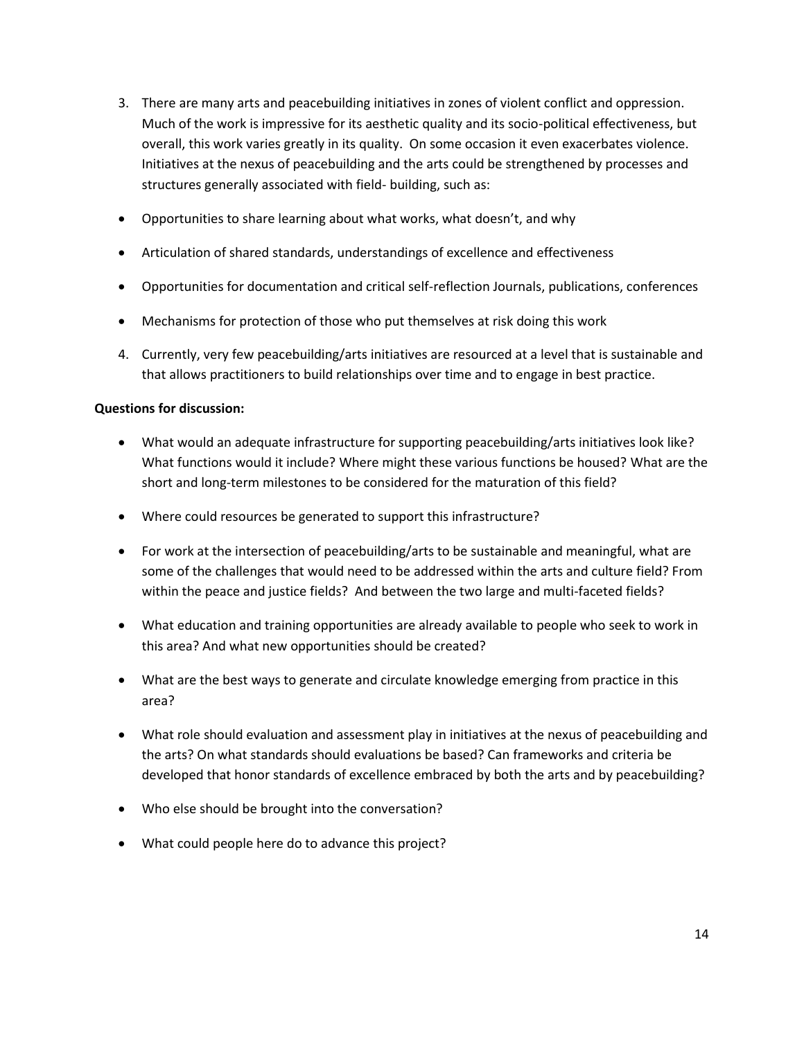3. There are many arts and peacebuilding initiatives in zones of violent conflict and oppression. Much of the work is impressive for its aesthetic quality and its socio-political effectiveness, but overall, this work varies greatly in its quality. On some occasion it even exacerbates violence. Initiatives at the nexus of peacebuilding and the arts could be strengthened by processes and structures generally associated with field- building, such as:

- Opportunities to share learning about what works, what doesn't, and why
- Articulation of shared standards, understandings of excellence and effectiveness
- Opportunities for documentation and critical self-reflection Journals, publications, conferences
- Mechanisms for protection of those who put themselves at risk doing this work

4. Currently, very few peacebuilding/arts initiatives are resourced at a level that is sustainable and that allows practitioners to build relationships over time and to engage in best practice.

**Questions for discussion:**

- What would an adequate infrastructure for supporting peacebuilding/arts initiatives look like? What functions would it include? Where might these various functions be housed? What are the short and long-term milestones to be considered for the maturation of this field?
- Where could resources be generated to support this infrastructure?
- For work at the intersection of peacebuilding/arts to be sustainable and meaningful, what are some of the challenges that would need to be addressed within the arts and culture field? From within the peace and justice fields? And between the two large and multi-faceted fields?
- What education and training opportunities are already available to people who seek to work in this area? And what new opportunities should be created?
- What are the best ways to generate and circulate knowledge emerging from practice in this area?
- What role should evaluation and assessment play in initiatives at the nexus of peacebuilding and the arts? On what standards should evaluations be based? Can frameworks and criteria be developed that honor standards of excellence embraced by both the arts and by peacebuilding?
- Who else should be brought into the conversation?
- What could people here do to advance this project?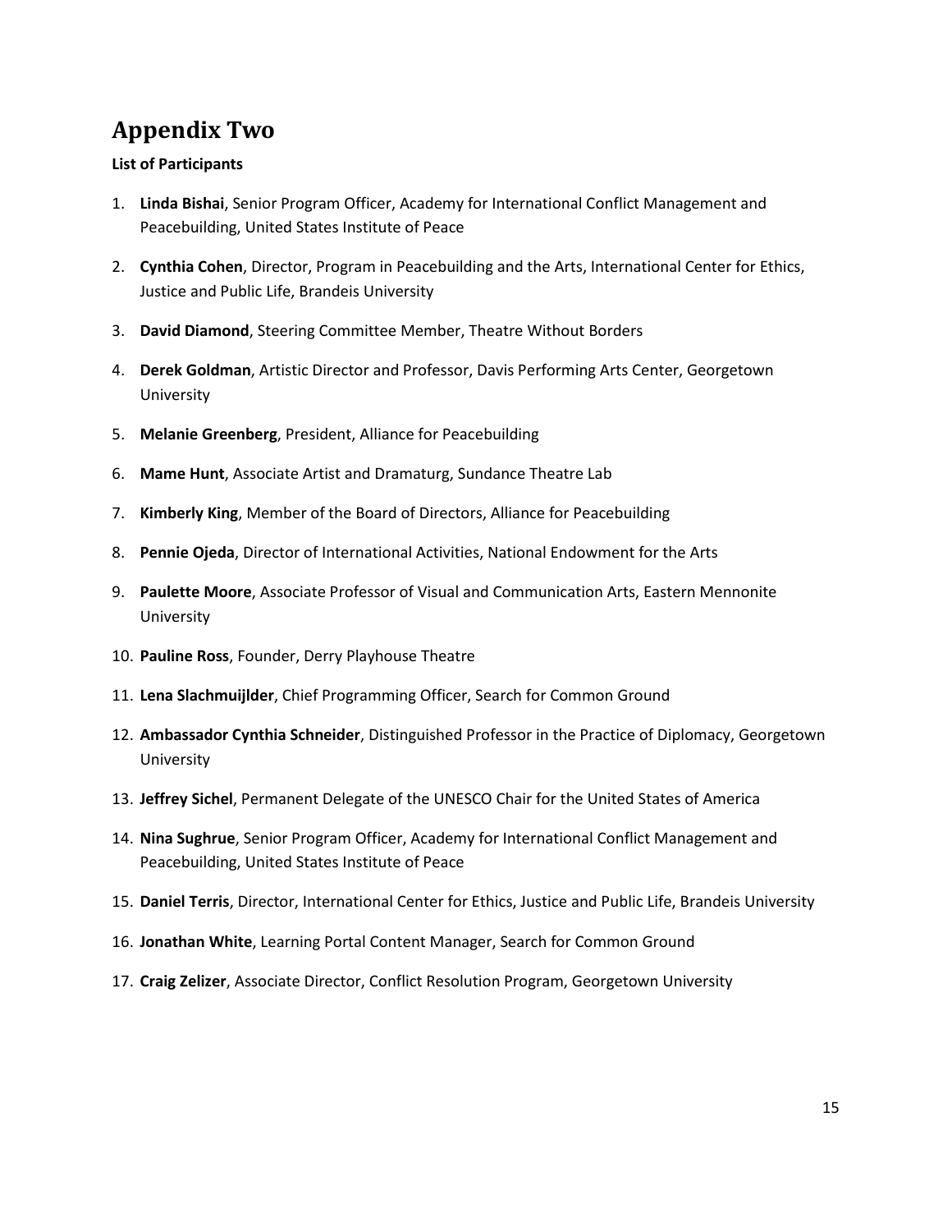# Appendix Two

**List of Participants**

1. **Linda Bishai**, Senior Program Officer, Academy for International Conflict Management and Peacebuilding, United States Institute of Peace
2. **Cynthia Cohen**, Director, Program in Peacebuilding and the Arts, International Center for Ethics, Justice and Public Life, Brandeis University
3. **David Diamond**, Steering Committee Member, Theatre Without Borders
4. **Derek Goldman**, Artistic Director and Professor, Davis Performing Arts Center, Georgetown University
5. **Melanie Greenberg**, President, Alliance for Peacebuilding
6. **Mame Hunt**, Associate Artist and Dramaturg, Sundance Theatre Lab
7. **Kimberly King**, Member of the Board of Directors, Alliance for Peacebuilding
8. **Pennie Ojeda**, Director of International Activities, National Endowment for the Arts
9. **Paulette Moore**, Associate Professor of Visual and Communication Arts, Eastern Mennonite University
10. **Pauline Ross**, Founder, Derry Playhouse Theatre
11. **Lena Slachmuijlder**, Chief Programming Officer, Search for Common Ground
12. **Ambassador Cynthia Schneider**, Distinguished Professor in the Practice of Diplomacy, Georgetown University
13. **Jeffrey Sichel**, Permanent Delegate of the UNESCO Chair for the United States of America
14. **Nina Sughrue**, Senior Program Officer, Academy for International Conflict Management and Peacebuilding, United States Institute of Peace
15. **Daniel Terris**, Director, International Center for Ethics, Justice and Public Life, Brandeis University
16. **Jonathan White**, Learning Portal Content Manager, Search for Common Ground
17. **Craig Zelizer**, Associate Director, Conflict Resolution Program, Georgetown University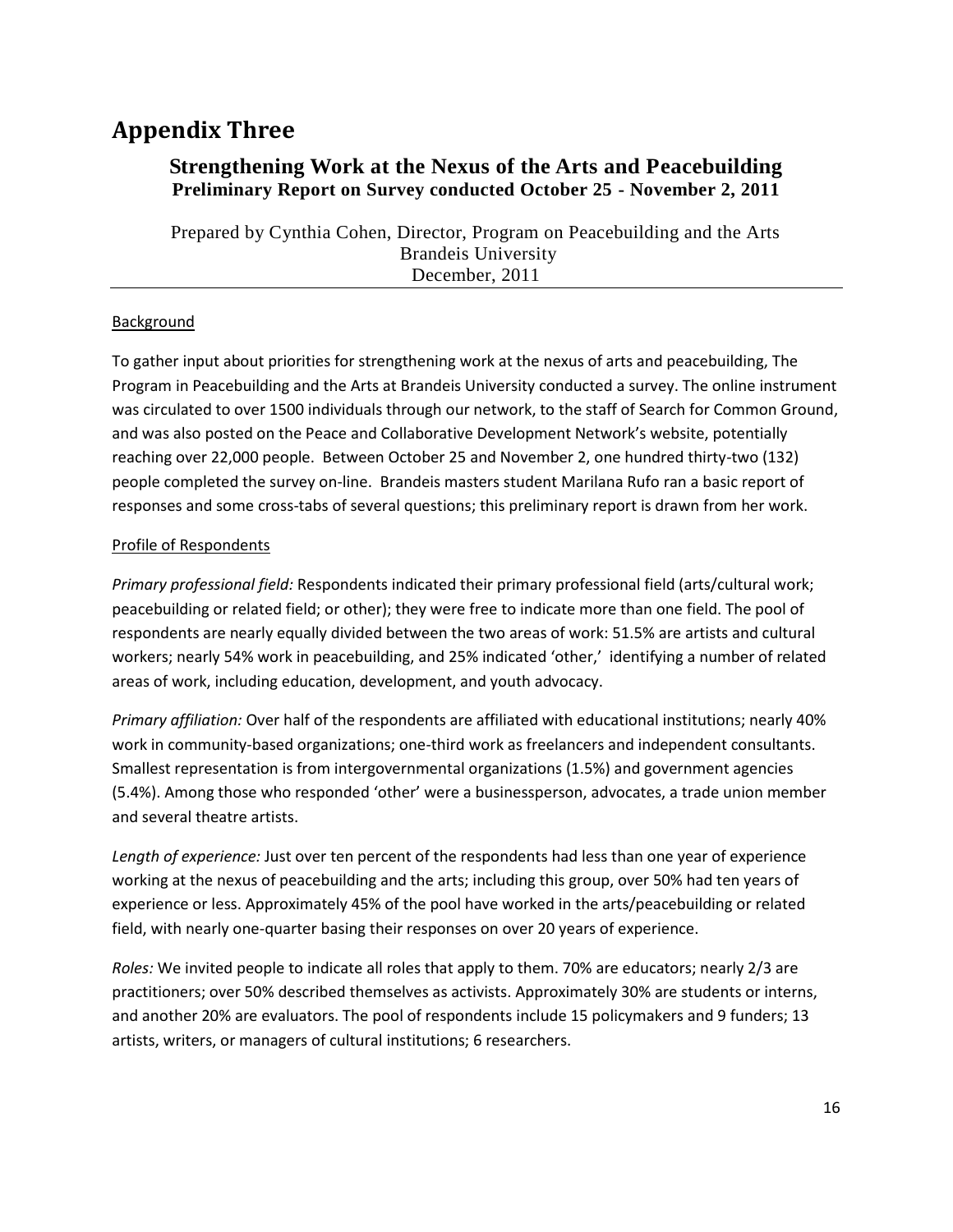# Appendix Three

## Strengthening Work at the Nexus of the Arts and Peacebuilding

### Preliminary Report on Survey conducted October 25 - November 2, 2011

Prepared by Cynthia Cohen, Director, Program on Peacebuilding and the Arts
Brandeis University
December, 2011

---

Background

To gather input about priorities for strengthening work at the nexus of arts and peacebuilding, The Program in Peacebuilding and the Arts at Brandeis University conducted a survey. The online instrument was circulated to over 1500 individuals through our network, to the staff of Search for Common Ground, and was also posted on the Peace and Collaborative Development Network's website, potentially reaching over 22,000 people. Between October 25 and November 2, one hundred thirty-two (132) people completed the survey on-line. Brandeis masters student Marilana Rufo ran a basic report of responses and some cross-tabs of several questions; this preliminary report is drawn from her work.

Profile of Respondents

*Primary professional field:* Respondents indicated their primary professional field (arts/cultural work; peacebuilding or related field; or other); they were free to indicate more than one field. The pool of respondents are nearly equally divided between the two areas of work: 51.5% are artists and cultural workers; nearly 54% work in peacebuilding, and 25% indicated 'other,' identifying a number of related areas of work, including education, development, and youth advocacy.

*Primary affiliation:* Over half of the respondents are affiliated with educational institutions; nearly 40% work in community-based organizations; one-third work as freelancers and independent consultants. Smallest representation is from intergovernmental organizations (1.5%) and government agencies (5.4%). Among those who responded 'other' were a businessperson, advocates, a trade union member and several theatre artists.

*Length of experience:* Just over ten percent of the respondents had less than one year of experience working at the nexus of peacebuilding and the arts; including this group, over 50% had ten years of experience or less. Approximately 45% of the pool have worked in the arts/peacebuilding or related field, with nearly one-quarter basing their responses on over 20 years of experience.

*Roles:* We invited people to indicate all roles that apply to them. 70% are educators; nearly 2/3 are practitioners; over 50% described themselves as activists. Approximately 30% are students or interns, and another 20% are evaluators. The pool of respondents include 15 policymakers and 9 funders; 13 artists, writers, or managers of cultural institutions; 6 researchers.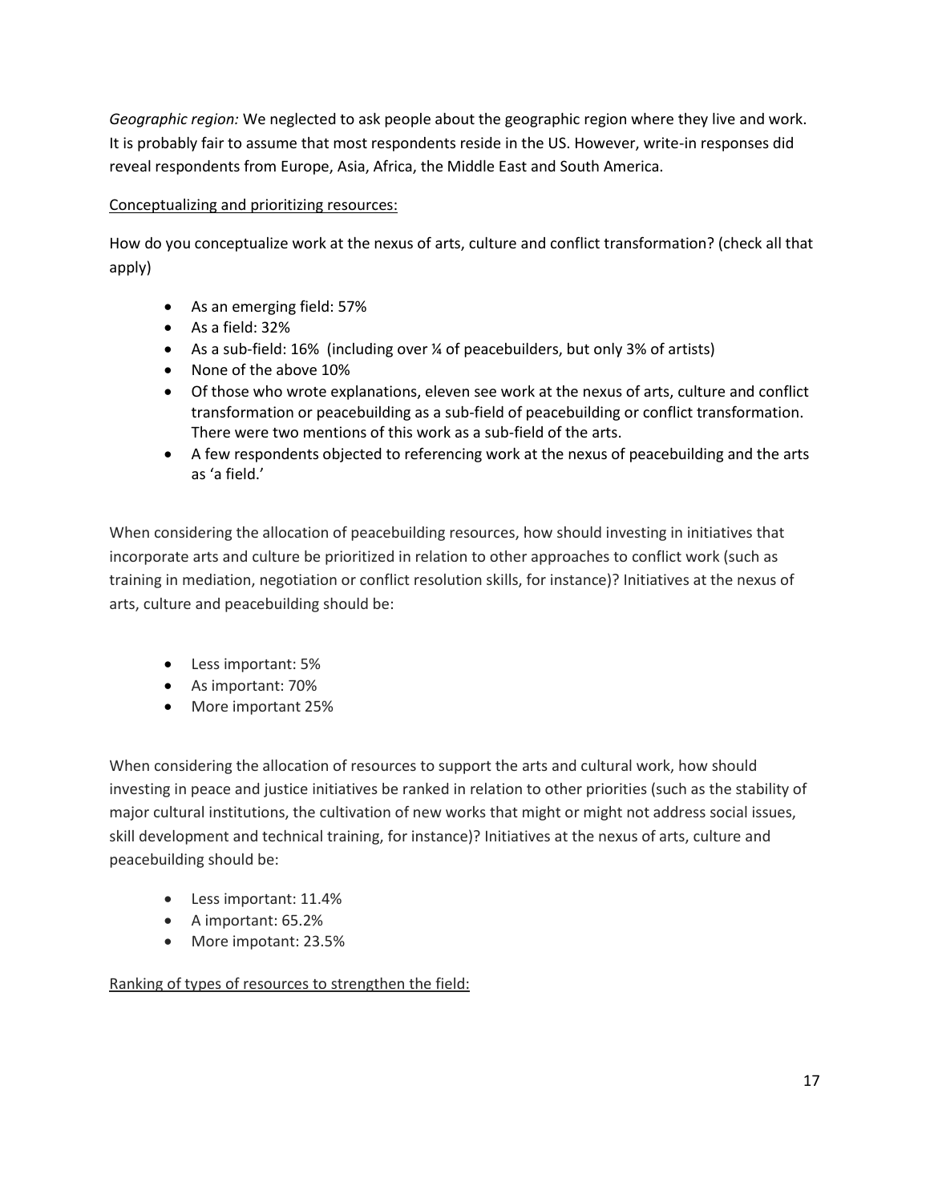*Geographic region:* We neglected to ask people about the geographic region where they live and work. It is probably fair to assume that most respondents reside in the US. However, write-in responses did reveal respondents from Europe, Asia, Africa, the Middle East and South America.

<u>Conceptualizing and prioritizing resources:</u>

How do you conceptualize work at the nexus of arts, culture and conflict transformation? (check all that apply)

- As an emerging field: 57%
- As a field: 32%
- As a sub-field: 16% (including over ¼ of peacebuilders, but only 3% of artists)
- None of the above 10%
- Of those who wrote explanations, eleven see work at the nexus of arts, culture and conflict transformation or peacebuilding as a sub-field of peacebuilding or conflict transformation. There were two mentions of this work as a sub-field of the arts.
- A few respondents objected to referencing work at the nexus of peacebuilding and the arts as 'a field.'

When considering the allocation of peacebuilding resources, how should investing in initiatives that incorporate arts and culture be prioritized in relation to other approaches to conflict work (such as training in mediation, negotiation or conflict resolution skills, for instance)? Initiatives at the nexus of arts, culture and peacebuilding should be:

- Less important: 5%
- As important: 70%
- More important 25%

When considering the allocation of resources to support the arts and cultural work, how should investing in peace and justice initiatives be ranked in relation to other priorities (such as the stability of major cultural institutions, the cultivation of new works that might or might not address social issues, skill development and technical training, for instance)? Initiatives at the nexus of arts, culture and peacebuilding should be:

- Less important: 11.4%
- A important: 65.2%
- More impotant: 23.5%

<u>Ranking of types of resources to strengthen the field:</u>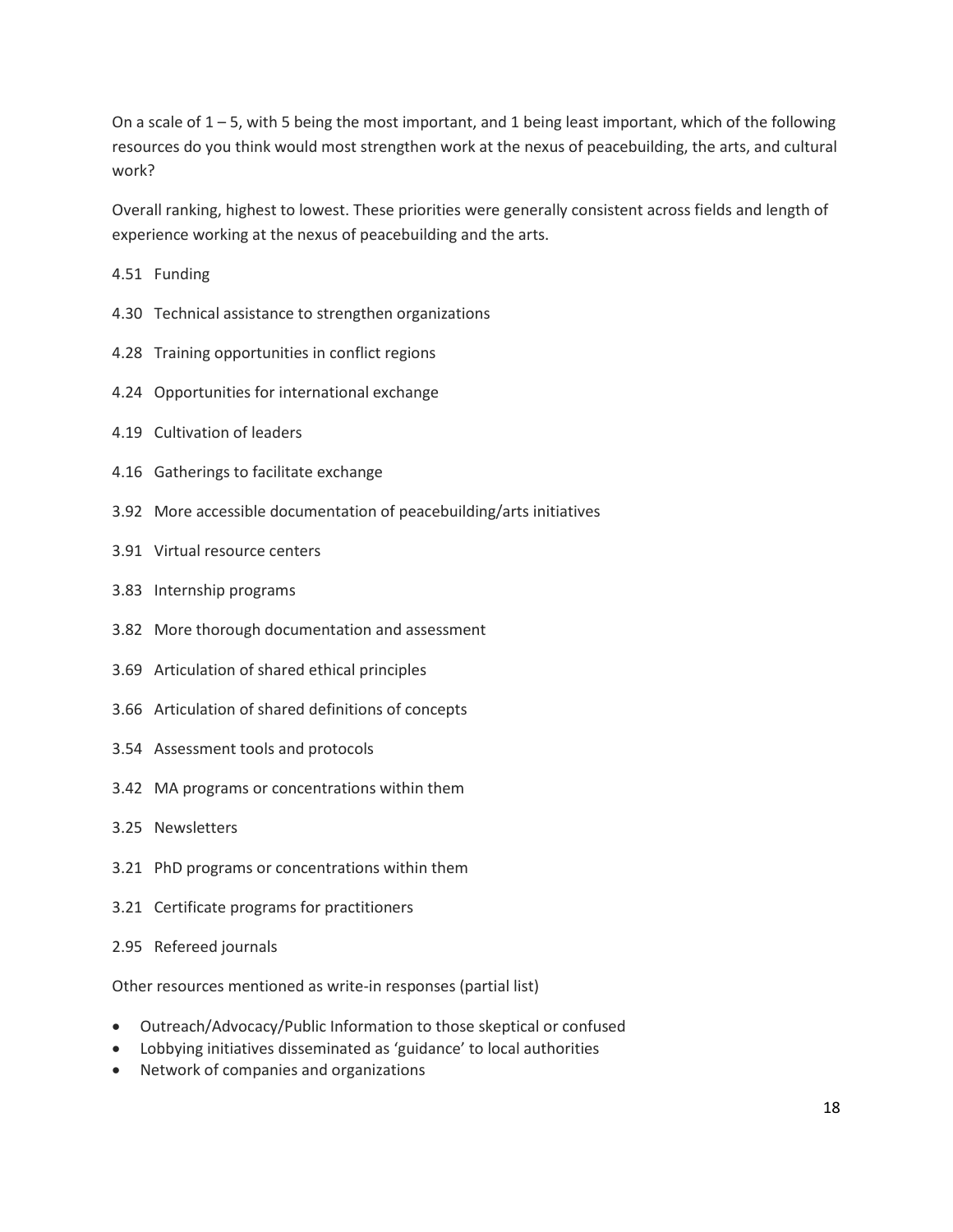On a scale of 1 – 5, with 5 being the most important, and 1 being least important, which of the following resources do you think would most strengthen work at the nexus of peacebuilding, the arts, and cultural work?

Overall ranking, highest to lowest. These priorities were generally consistent across fields and length of experience working at the nexus of peacebuilding and the arts.

4.51 Funding

4.30 Technical assistance to strengthen organizations

4.28 Training opportunities in conflict regions

4.24 Opportunities for international exchange

4.19 Cultivation of leaders

4.16 Gatherings to facilitate exchange

3.92 More accessible documentation of peacebuilding/arts initiatives

3.91 Virtual resource centers

3.83 Internship programs

3.82 More thorough documentation and assessment

3.69 Articulation of shared ethical principles

3.66 Articulation of shared definitions of concepts

3.54 Assessment tools and protocols

3.42 MA programs or concentrations within them

3.25 Newsletters

3.21 PhD programs or concentrations within them

3.21 Certificate programs for practitioners

2.95 Refereed journals

Other resources mentioned as write-in responses (partial list)

- Outreach/Advocacy/Public Information to those skeptical or confused
- Lobbying initiatives disseminated as 'guidance' to local authorities
- Network of companies and organizations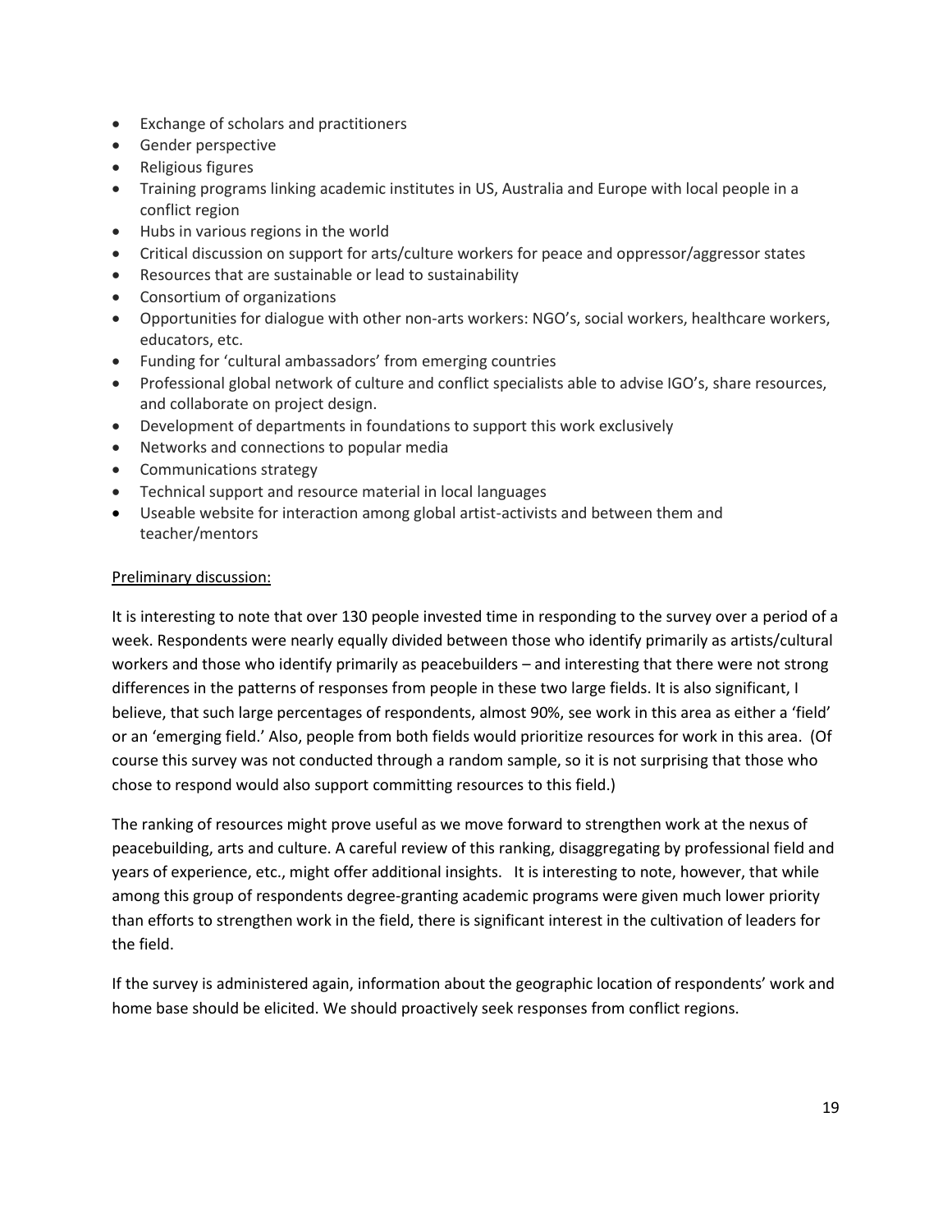- Exchange of scholars and practitioners
- Gender perspective
- Religious figures
- Training programs linking academic institutes in US, Australia and Europe with local people in a conflict region
- Hubs in various regions in the world
- Critical discussion on support for arts/culture workers for peace and oppressor/aggressor states
- Resources that are sustainable or lead to sustainability
- Consortium of organizations
- Opportunities for dialogue with other non-arts workers: NGO's, social workers, healthcare workers, educators, etc.
- Funding for 'cultural ambassadors' from emerging countries
- Professional global network of culture and conflict specialists able to advise IGO's, share resources, and collaborate on project design.
- Development of departments in foundations to support this work exclusively
- Networks and connections to popular media
- Communications strategy
- Technical support and resource material in local languages
- Useable website for interaction among global artist-activists and between them and teacher/mentors

Preliminary discussion:

It is interesting to note that over 130 people invested time in responding to the survey over a period of a week. Respondents were nearly equally divided between those who identify primarily as artists/cultural workers and those who identify primarily as peacebuilders – and interesting that there were not strong differences in the patterns of responses from people in these two large fields. It is also significant, I believe, that such large percentages of respondents, almost 90%, see work in this area as either a 'field' or an 'emerging field.' Also, people from both fields would prioritize resources for work in this area. (Of course this survey was not conducted through a random sample, so it is not surprising that those who chose to respond would also support committing resources to this field.)

The ranking of resources might prove useful as we move forward to strengthen work at the nexus of peacebuilding, arts and culture. A careful review of this ranking, disaggregating by professional field and years of experience, etc., might offer additional insights. It is interesting to note, however, that while among this group of respondents degree-granting academic programs were given much lower priority than efforts to strengthen work in the field, there is significant interest in the cultivation of leaders for the field.

If the survey is administered again, information about the geographic location of respondents' work and home base should be elicited. We should proactively seek responses from conflict regions.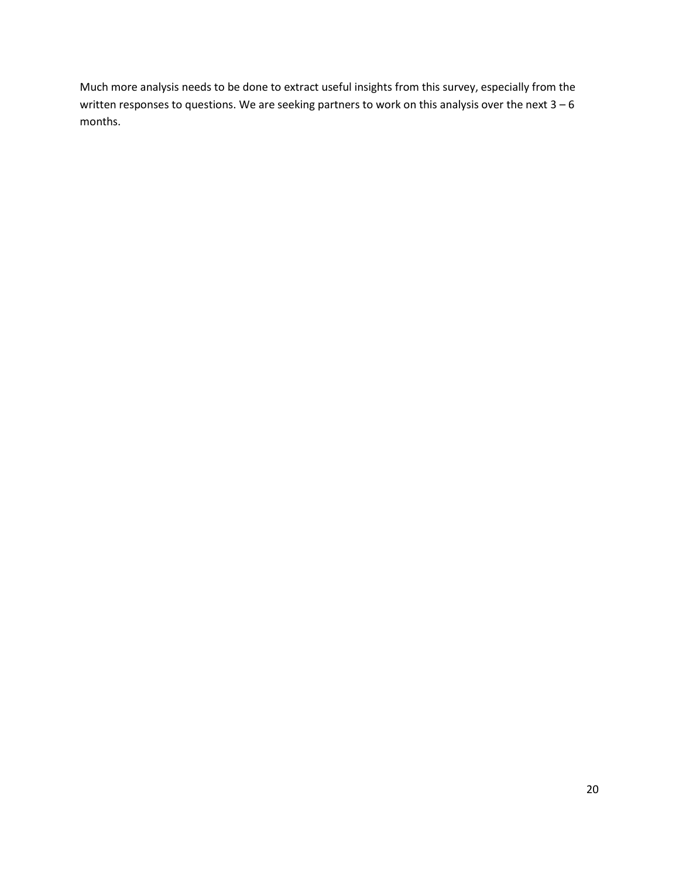Much more analysis needs to be done to extract useful insights from this survey, especially from the written responses to questions. We are seeking partners to work on this analysis over the next 3 – 6 months.